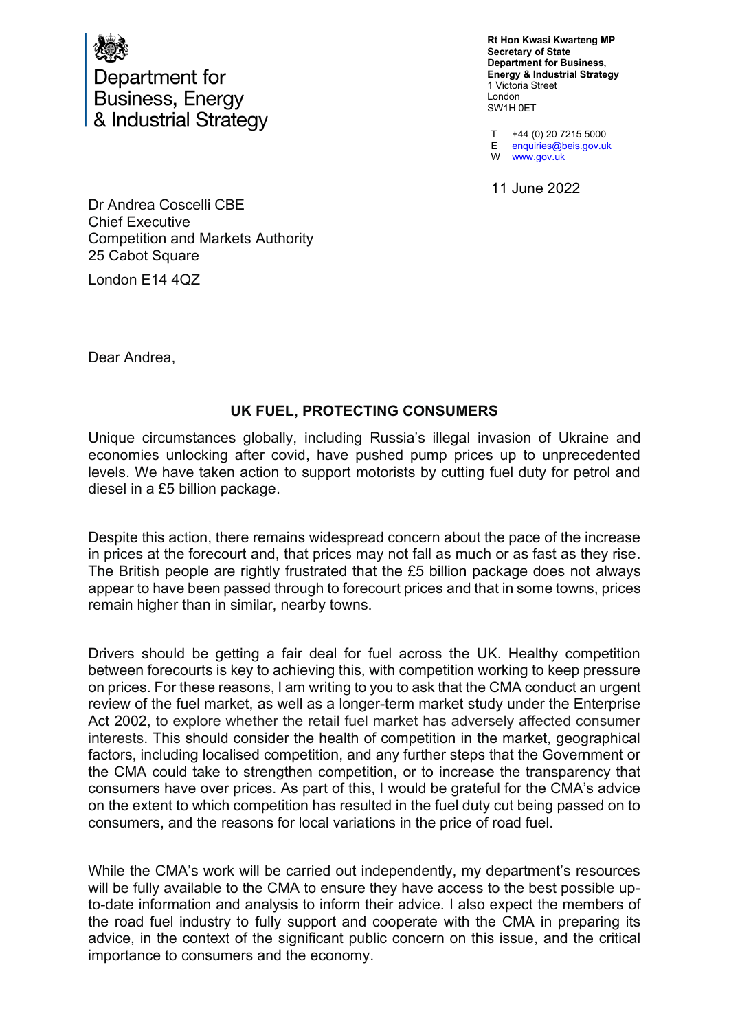Department for Business, Energy & Industrial Strategy

**Rt Hon Kwasi Kwarteng MP**
**Secretary of State**
**Department for Business, Energy & Industrial Strategy**
1 Victoria Street
London
SW1H 0ET

T +44 (0) 20 7215 5000
E enquiries@beis.gov.uk
W www.gov.uk

11 June 2022

Dr Andrea Coscelli CBE
Chief Executive
Competition and Markets Authority
25 Cabot Square
London E14 4QZ

Dear Andrea,

**UK FUEL, PROTECTING CONSUMERS**

Unique circumstances globally, including Russia's illegal invasion of Ukraine and economies unlocking after covid, have pushed pump prices up to unprecedented levels. We have taken action to support motorists by cutting fuel duty for petrol and diesel in a £5 billion package.

Despite this action, there remains widespread concern about the pace of the increase in prices at the forecourt and, that prices may not fall as much or as fast as they rise. The British people are rightly frustrated that the £5 billion package does not always appear to have been passed through to forecourt prices and that in some towns, prices remain higher than in similar, nearby towns.

Drivers should be getting a fair deal for fuel across the UK. Healthy competition between forecourts is key to achieving this, with competition working to keep pressure on prices. For these reasons, I am writing to you to ask that the CMA conduct an urgent review of the fuel market, as well as a longer-term market study under the Enterprise Act 2002, to explore whether the retail fuel market has adversely affected consumer interests. This should consider the health of competition in the market, geographical factors, including localised competition, and any further steps that the Government or the CMA could take to strengthen competition, or to increase the transparency that consumers have over prices. As part of this, I would be grateful for the CMA's advice on the extent to which competition has resulted in the fuel duty cut being passed on to consumers, and the reasons for local variations in the price of road fuel.

While the CMA's work will be carried out independently, my department's resources will be fully available to the CMA to ensure they have access to the best possible up-to-date information and analysis to inform their advice. I also expect the members of the road fuel industry to fully support and cooperate with the CMA in preparing its advice, in the context of the significant public concern on this issue, and the critical importance to consumers and the economy.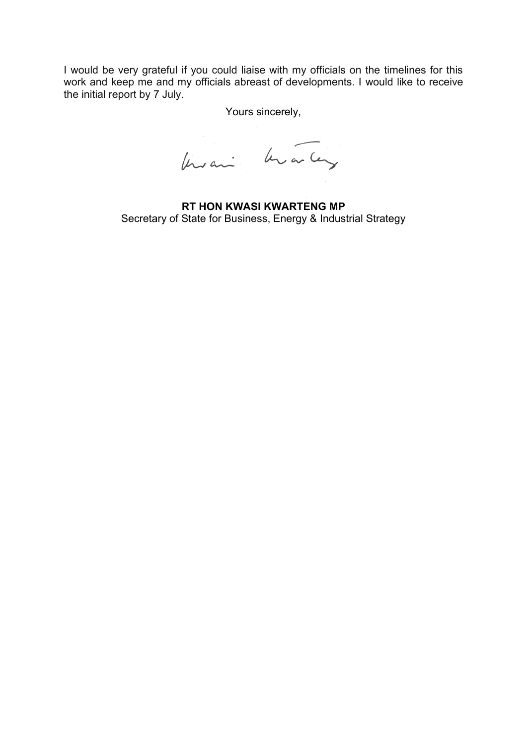I would be very grateful if you could liaise with my officials on the timelines for this work and keep me and my officials abreast of developments. I would like to receive the initial report by 7 July.

Yours sincerely,

**RT HON KWASI KWARTENG MP**
Secretary of State for Business, Energy & Industrial Strategy